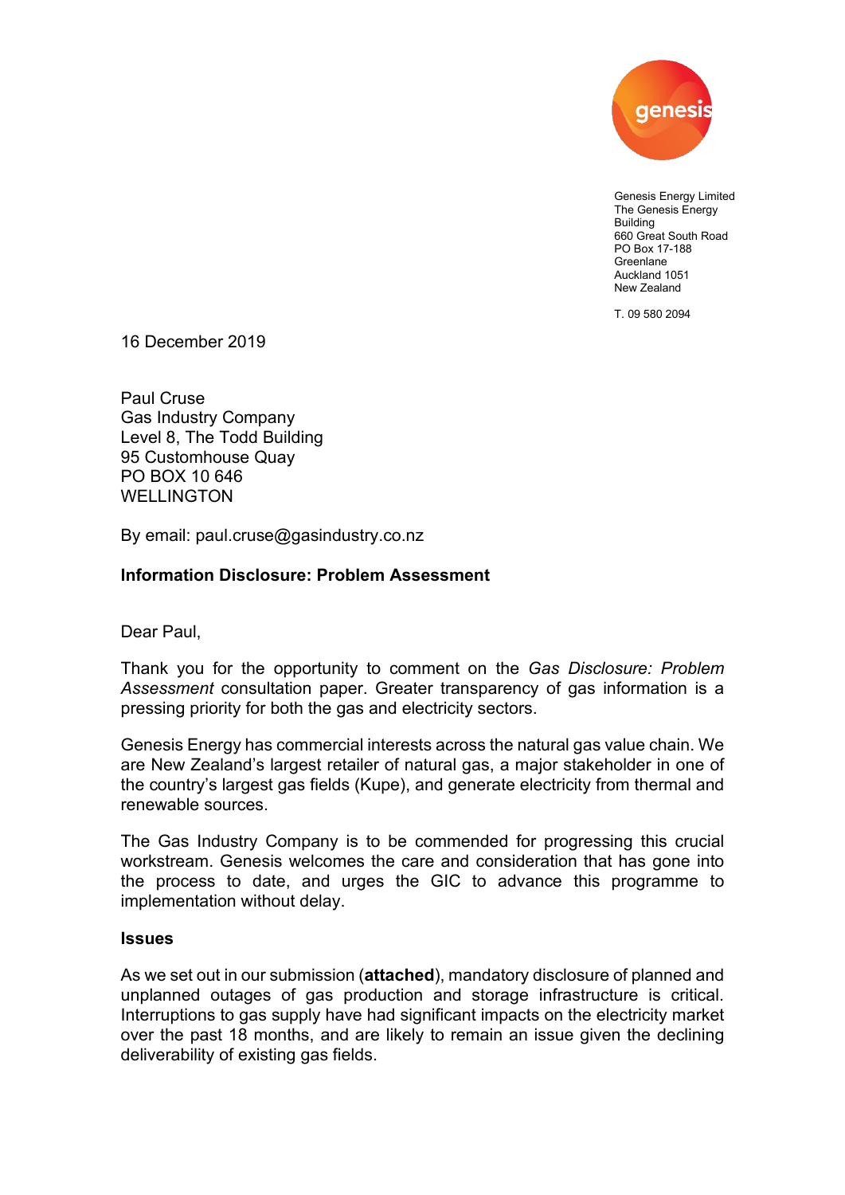Genesis Energy Limited
The Genesis Energy Building
660 Great South Road
PO Box 17-188
Greenlane
Auckland 1051
New Zealand

T. 09 580 2094

16 December 2019

Paul Cruse
Gas Industry Company
Level 8, The Todd Building
95 Customhouse Quay
PO BOX 10 646
WELLINGTON

By email: paul.cruse@gasindustry.co.nz

**Information Disclosure: Problem Assessment**

Dear Paul,

Thank you for the opportunity to comment on the *Gas Disclosure: Problem Assessment* consultation paper. Greater transparency of gas information is a pressing priority for both the gas and electricity sectors.

Genesis Energy has commercial interests across the natural gas value chain. We are New Zealand's largest retailer of natural gas, a major stakeholder in one of the country's largest gas fields (Kupe), and generate electricity from thermal and renewable sources.

The Gas Industry Company is to be commended for progressing this crucial workstream. Genesis welcomes the care and consideration that has gone into the process to date, and urges the GIC to advance this programme to implementation without delay.

**Issues**

As we set out in our submission (**attached**), mandatory disclosure of planned and unplanned outages of gas production and storage infrastructure is critical. Interruptions to gas supply have had significant impacts on the electricity market over the past 18 months, and are likely to remain an issue given the declining deliverability of existing gas fields.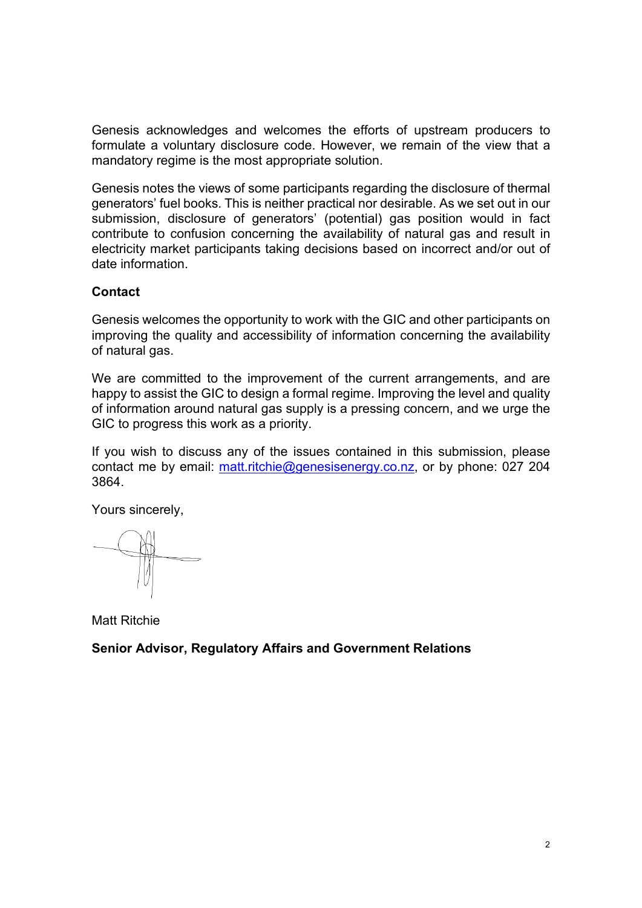Genesis acknowledges and welcomes the efforts of upstream producers to formulate a voluntary disclosure code. However, we remain of the view that a mandatory regime is the most appropriate solution.

Genesis notes the views of some participants regarding the disclosure of thermal generators' fuel books. This is neither practical nor desirable. As we set out in our submission, disclosure of generators' (potential) gas position would in fact contribute to confusion concerning the availability of natural gas and result in electricity market participants taking decisions based on incorrect and/or out of date information.

**Contact**

Genesis welcomes the opportunity to work with the GIC and other participants on improving the quality and accessibility of information concerning the availability of natural gas.

We are committed to the improvement of the current arrangements, and are happy to assist the GIC to design a formal regime. Improving the level and quality of information around natural gas supply is a pressing concern, and we urge the GIC to progress this work as a priority.

If you wish to discuss any of the issues contained in this submission, please contact me by email: [matt.ritchie@genesisenergy.co.nz](mailto:matt.ritchie@genesisenergy.co.nz), or by phone: 027 204 3864.

Yours sincerely,

Matt Ritchie

**Senior Advisor, Regulatory Affairs and Government Relations**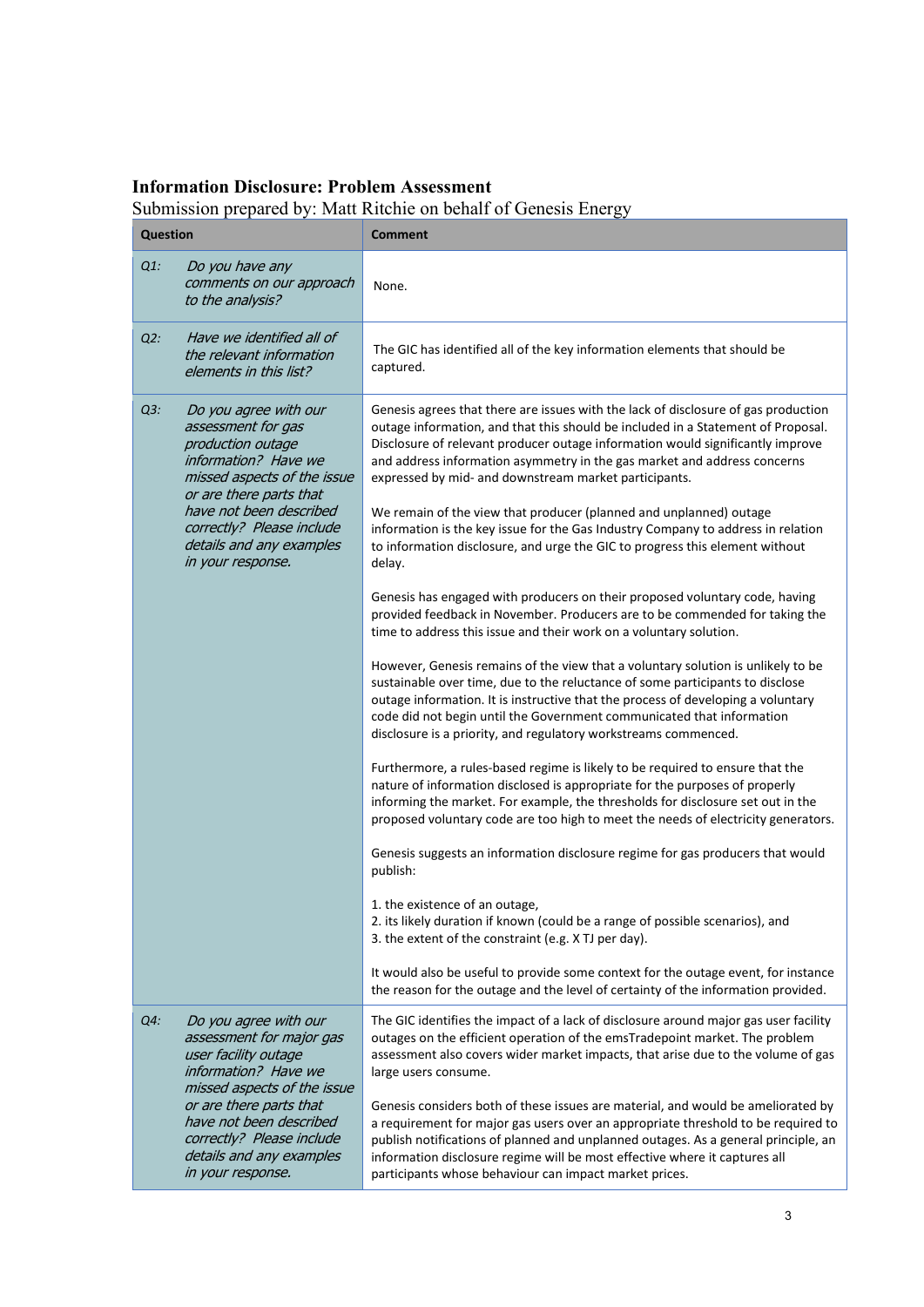**Information Disclosure: Problem Assessment**

Submission prepared by: Matt Ritchie on behalf of Genesis Energy

| Question | Comment |
|---|---|
| *Q1: Do you have any comments on our approach to the analysis?* | None. |
| *Q2: Have we identified all of the relevant information elements in this list?* | The GIC has identified all of the key information elements that should be captured. |
| *Q3: Do you agree with our assessment for gas production outage information? Have we missed aspects of the issue or are there parts that have not been described correctly? Please include details and any examples in your response.* | Genesis agrees that there are issues with the lack of disclosure of gas production outage information, and that this should be included in a Statement of Proposal. Disclosure of relevant producer outage information would significantly improve and address information asymmetry in the gas market and address concerns expressed by mid- and downstream market participants.<br><br>We remain of the view that producer (planned and unplanned) outage information is the key issue for the Gas Industry Company to address in relation to information disclosure, and urge the GIC to progress this element without delay.<br><br>Genesis has engaged with producers on their proposed voluntary code, having provided feedback in November. Producers are to be commended for taking the time to address this issue and their work on a voluntary solution.<br><br>However, Genesis remains of the view that a voluntary solution is unlikely to be sustainable over time, due to the reluctance of some participants to disclose outage information. It is instructive that the process of developing a voluntary code did not begin until the Government communicated that information disclosure is a priority, and regulatory workstreams commenced.<br><br>Furthermore, a rules-based regime is likely to be required to ensure that the nature of information disclosed is appropriate for the purposes of properly informing the market. For example, the thresholds for disclosure set out in the proposed voluntary code are too high to meet the needs of electricity generators.<br><br>Genesis suggests an information disclosure regime for gas producers that would publish:<br><br>1. the existence of an outage,<br>2. its likely duration if known (could be a range of possible scenarios), and<br>3. the extent of the constraint (e.g. X TJ per day).<br><br>It would also be useful to provide some context for the outage event, for instance the reason for the outage and the level of certainty of the information provided. |
| *Q4: Do you agree with our assessment for major gas user facility outage information? Have we missed aspects of the issue or are there parts that have not been described correctly? Please include details and any examples in your response.* | The GIC identifies the impact of a lack of disclosure around major gas user facility outages on the efficient operation of the emsTradepoint market. The problem assessment also covers wider market impacts, that arise due to the volume of gas large users consume.<br><br>Genesis considers both of these issues are material, and would be ameliorated by a requirement for major gas users over an appropriate threshold to be required to publish notifications of planned and unplanned outages. As a general principle, an information disclosure regime will be most effective where it captures all participants whose behaviour can impact market prices. |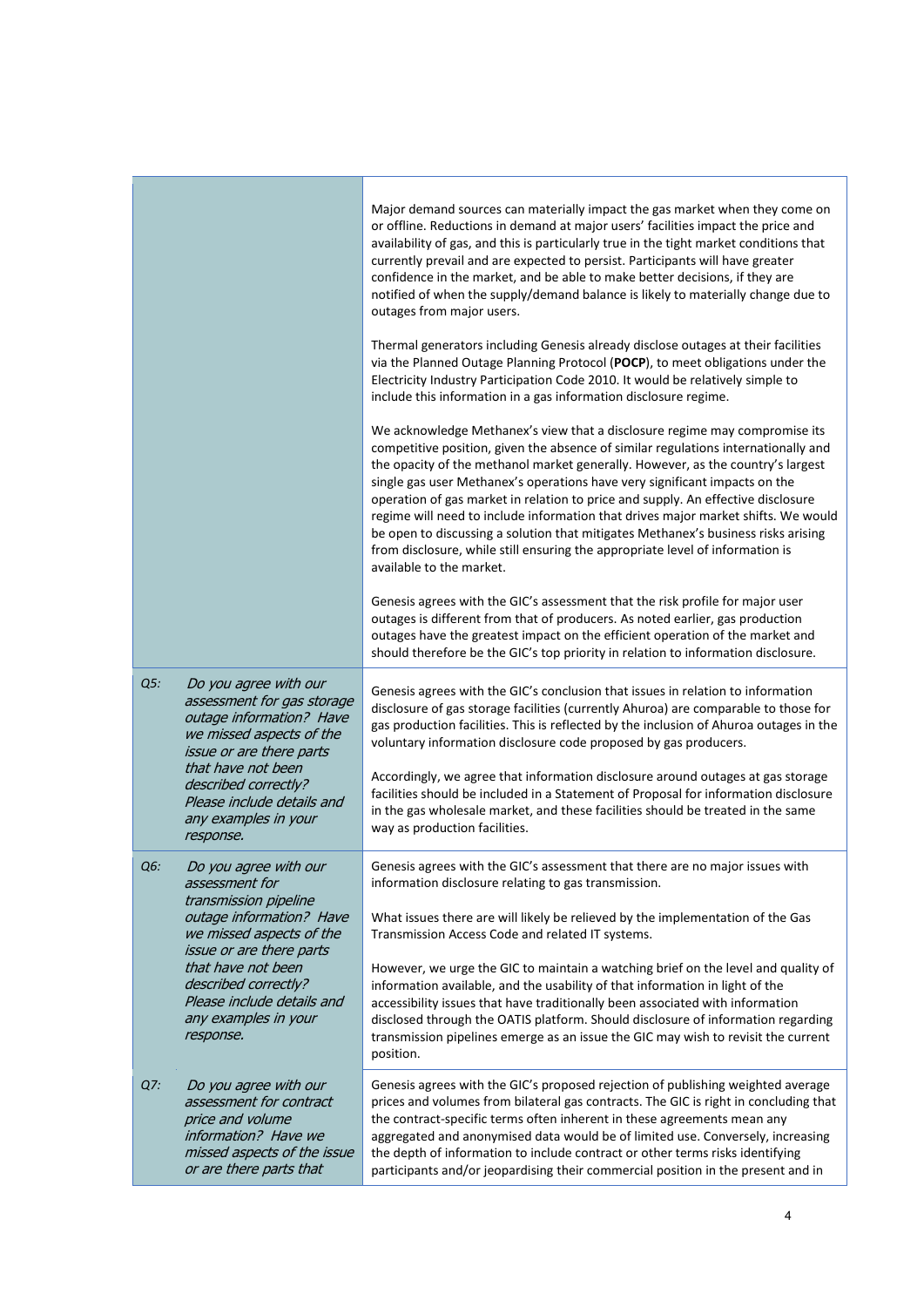| | |
|---|---|
| | Major demand sources can materially impact the gas market when they come on or offline. Reductions in demand at major users' facilities impact the price and availability of gas, and this is particularly true in the tight market conditions that currently prevail and are expected to persist. Participants will have greater confidence in the market, and be able to make better decisions, if they are notified of when the supply/demand balance is likely to materially change due to outages from major users.<br><br>Thermal generators including Genesis already disclose outages at their facilities via the Planned Outage Planning Protocol (**POCP**), to meet obligations under the Electricity Industry Participation Code 2010. It would be relatively simple to include this information in a gas information disclosure regime.<br><br>We acknowledge Methanex's view that a disclosure regime may compromise its competitive position, given the absence of similar regulations internationally and the opacity of the methanol market generally. However, as the country's largest single gas user Methanex's operations have very significant impacts on the operation of gas market in relation to price and supply. An effective disclosure regime will need to include information that drives major market shifts. We would be open to discussing a solution that mitigates Methanex's business risks arising from disclosure, while still ensuring the appropriate level of information is available to the market.<br><br>Genesis agrees with the GIC's assessment that the risk profile for major user outages is different from that of producers. As noted earlier, gas production outages have the greatest impact on the efficient operation of the market and should therefore be the GIC's top priority in relation to information disclosure. |
| *Q5: Do you agree with our assessment for gas storage outage information? Have we missed aspects of the issue or are there parts that have not been described correctly? Please include details and any examples in your response.* | Genesis agrees with the GIC's conclusion that issues in relation to information disclosure of gas storage facilities (currently Ahuroa) are comparable to those for gas production facilities. This is reflected by the inclusion of Ahuroa outages in the voluntary information disclosure code proposed by gas producers.<br><br>Accordingly, we agree that information disclosure around outages at gas storage facilities should be included in a Statement of Proposal for information disclosure in the gas wholesale market, and these facilities should be treated in the same way as production facilities. |
| *Q6: Do you agree with our assessment for transmission pipeline outage information? Have we missed aspects of the issue or are there parts that have not been described correctly? Please include details and any examples in your response.* | Genesis agrees with the GIC's assessment that there are no major issues with information disclosure relating to gas transmission.<br><br>What issues there are will likely be relieved by the implementation of the Gas Transmission Access Code and related IT systems.<br><br>However, we urge the GIC to maintain a watching brief on the level and quality of information available, and the usability of that information in light of the accessibility issues that have traditionally been associated with information disclosed through the OATIS platform. Should disclosure of information regarding transmission pipelines emerge as an issue the GIC may wish to revisit the current position. |
| *Q7: Do you agree with our assessment for contract price and volume information? Have we missed aspects of the issue or are there parts that* | Genesis agrees with the GIC's proposed rejection of publishing weighted average prices and volumes from bilateral gas contracts. The GIC is right in concluding that the contract-specific terms often inherent in these agreements mean any aggregated and anonymised data would be of limited use. Conversely, increasing the depth of information to include contract or other terms risks identifying participants and/or jeopardising their commercial position in the present and in |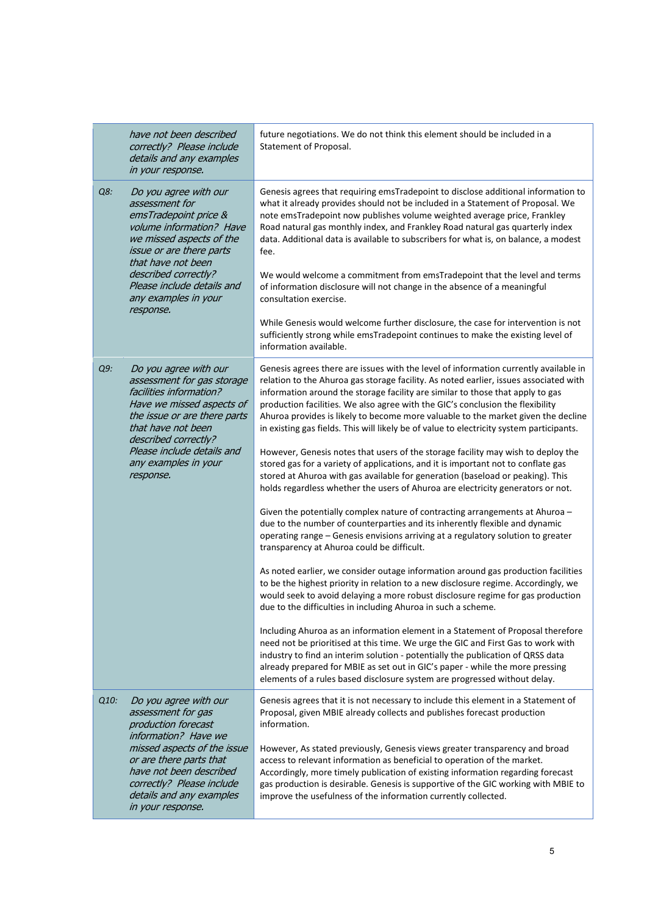| | | |
|---|---|---|
| | *have not been described correctly? Please include details and any examples in your response.* | future negotiations. We do not think this element should be included in a Statement of Proposal. |
| Q8: | *Do you agree with our assessment for emsTradepoint price & volume information? Have we missed aspects of the issue or are there parts that have not been described correctly? Please include details and any examples in your response.* | Genesis agrees that requiring emsTradepoint to disclose additional information to what it already provides should not be included in a Statement of Proposal. We note emsTradepoint now publishes volume weighted average price, Frankley Road natural gas monthly index, and Frankley Road natural gas quarterly index data. Additional data is available to subscribers for what is, on balance, a modest fee.<br><br>We would welcome a commitment from emsTradepoint that the level and terms of information disclosure will not change in the absence of a meaningful consultation exercise.<br><br>While Genesis would welcome further disclosure, the case for intervention is not sufficiently strong while emsTradepoint continues to make the existing level of information available. |
| Q9: | *Do you agree with our assessment for gas storage facilities information? Have we missed aspects of the issue or are there parts that have not been described correctly? Please include details and any examples in your response.* | Genesis agrees there are issues with the level of information currently available in relation to the Ahuroa gas storage facility. As noted earlier, issues associated with information around the storage facility are similar to those that apply to gas production facilities. We also agree with the GIC's conclusion the flexibility Ahuroa provides is likely to become more valuable to the market given the decline in existing gas fields. This will likely be of value to electricity system participants.<br><br>However, Genesis notes that users of the storage facility may wish to deploy the stored gas for a variety of applications, and it is important not to conflate gas stored at Ahuroa with gas available for generation (baseload or peaking). This holds regardless whether the users of Ahuroa are electricity generators or not.<br><br>Given the potentially complex nature of contracting arrangements at Ahuroa – due to the number of counterparties and its inherently flexible and dynamic operating range – Genesis envisions arriving at a regulatory solution to greater transparency at Ahuroa could be difficult.<br><br>As noted earlier, we consider outage information around gas production facilities to be the highest priority in relation to a new disclosure regime. Accordingly, we would seek to avoid delaying a more robust disclosure regime for gas production due to the difficulties in including Ahuroa in such a scheme.<br><br>Including Ahuroa as an information element in a Statement of Proposal therefore need not be prioritised at this time. We urge the GIC and First Gas to work with industry to find an interim solution - potentially the publication of QRSS data already prepared for MBIE as set out in GIC's paper - while the more pressing elements of a rules based disclosure system are progressed without delay. |
| Q10: | *Do you agree with our assessment for gas production forecast information? Have we missed aspects of the issue or are there parts that have not been described correctly? Please include details and any examples in your response.* | Genesis agrees that it is not necessary to include this element in a Statement of Proposal, given MBIE already collects and publishes forecast production information.<br><br>However, As stated previously, Genesis views greater transparency and broad access to relevant information as beneficial to operation of the market. Accordingly, more timely publication of existing information regarding forecast gas production is desirable. Genesis is supportive of the GIC working with MBIE to improve the usefulness of the information currently collected. |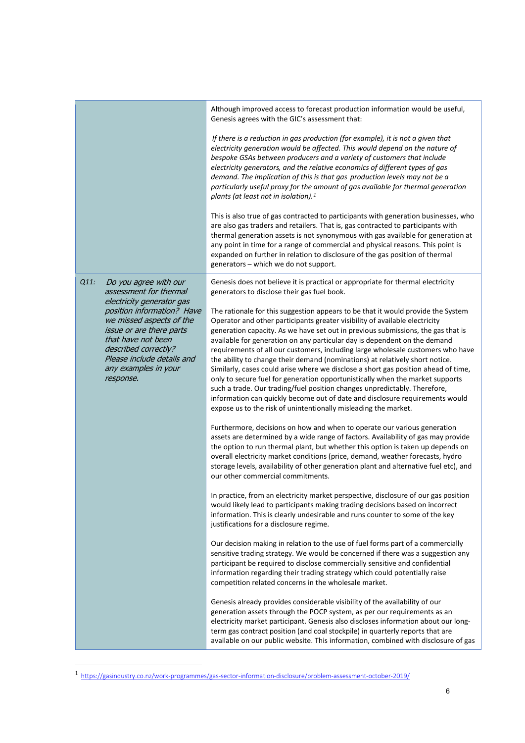| | |
|---|---|
| | Although improved access to forecast production information would be useful, Genesis agrees with the GIC's assessment that:<br><br>*If there is a reduction in gas production (for example), it is not a given that electricity generation would be affected. This would depend on the nature of bespoke GSAs between producers and a variety of customers that include electricity generators, and the relative economics of different types of gas demand. The implication of this is that gas production levels may not be a particularly useful proxy for the amount of gas available for thermal generation plants (at least not in isolation).*[1]<br><br>This is also true of gas contracted to participants with generation businesses, who are also gas traders and retailers. That is, gas contracted to participants with thermal generation assets is not synonymous with gas available for generation at any point in time for a range of commercial and physical reasons. This point is expanded on further in relation to disclosure of the gas position of thermal generators – which we do not support. |
| *Q11: Do you agree with our assessment for thermal electricity generator gas position information? Have we missed aspects of the issue or are there parts that have not been described correctly? Please include details and any examples in your response.* | Genesis does not believe it is practical or appropriate for thermal electricity generators to disclose their gas fuel book.<br><br>The rationale for this suggestion appears to be that it would provide the System Operator and other participants greater visibility of available electricity generation capacity. As we have set out in previous submissions, the gas that is available for generation on any particular day is dependent on the demand requirements of all our customers, including large wholesale customers who have the ability to change their demand (nominations) at relatively short notice. Similarly, cases could arise where we disclose a short gas position ahead of time, only to secure fuel for generation opportunistically when the market supports such a trade. Our trading/fuel position changes unpredictably. Therefore, information can quickly become out of date and disclosure requirements would expose us to the risk of unintentionally misleading the market.<br><br>Furthermore, decisions on how and when to operate our various generation assets are determined by a wide range of factors. Availability of gas may provide the option to run thermal plant, but whether this option is taken up depends on overall electricity market conditions (price, demand, weather forecasts, hydro storage levels, availability of other generation plant and alternative fuel etc), and our other commercial commitments.<br><br>In practice, from an electricity market perspective, disclosure of our gas position would likely lead to participants making trading decisions based on incorrect information. This is clearly undesirable and runs counter to some of the key justifications for a disclosure regime.<br><br>Our decision making in relation to the use of fuel forms part of a commercially sensitive trading strategy. We would be concerned if there was a suggestion any participant be required to disclose commercially sensitive and confidential information regarding their trading strategy which could potentially raise competition related concerns in the wholesale market.<br><br>Genesis already provides considerable visibility of the availability of our generation assets through the POCP system, as per our requirements as an electricity market participant. Genesis also discloses information about our long-term gas contract position (and coal stockpile) in quarterly reports that are available on our public website. This information, combined with disclosure of gas |

[1] https://gasindustry.co.nz/work-programmes/gas-sector-information-disclosure/problem-assessment-october-2019/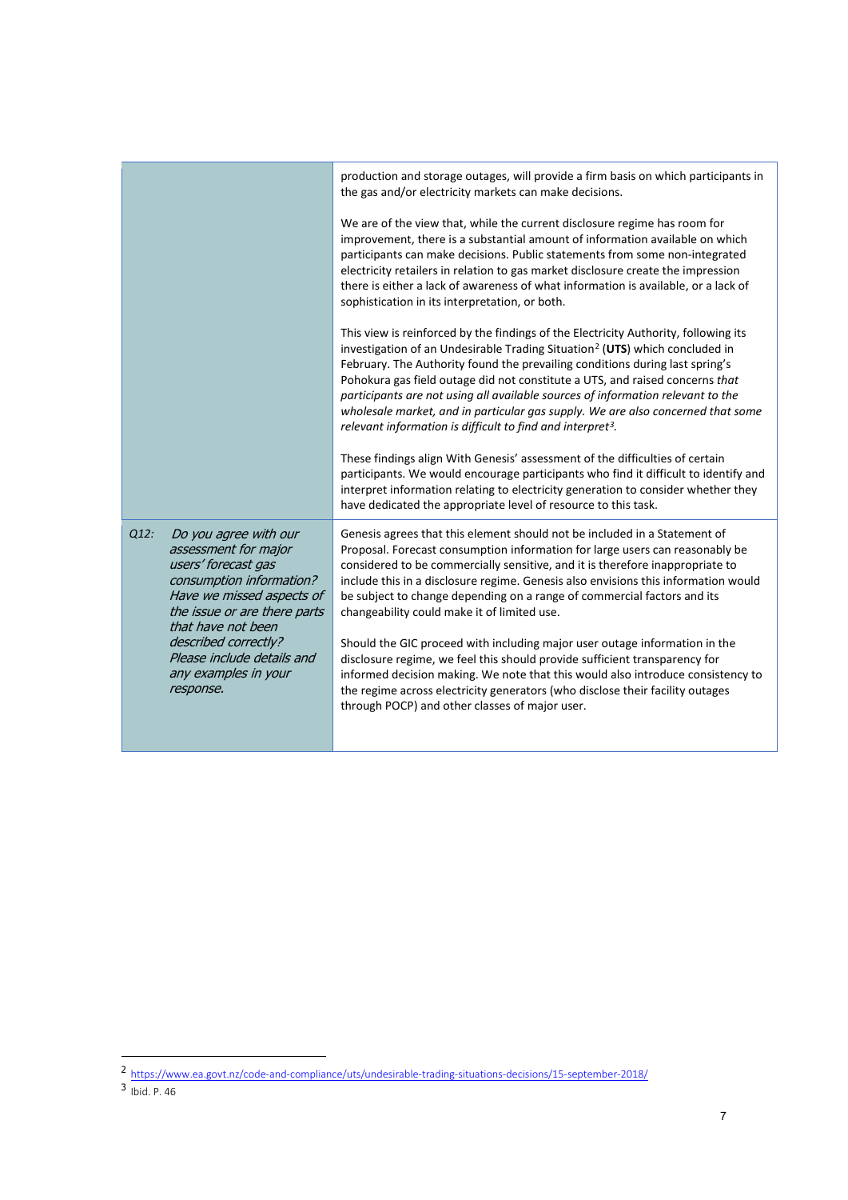| | |
|---|---|
| | production and storage outages, will provide a firm basis on which participants in the gas and/or electricity markets can make decisions.<br><br>We are of the view that, while the current disclosure regime has room for improvement, there is a substantial amount of information available on which participants can make decisions. Public statements from some non-integrated electricity retailers in relation to gas market disclosure create the impression there is either a lack of awareness of what information is available, or a lack of sophistication in its interpretation, or both.<br><br>This view is reinforced by the findings of the Electricity Authority, following its investigation of an Undesirable Trading Situation[2] (**UTS**) which concluded in February. The Authority found the prevailing conditions during last spring's Pohokura gas field outage did not constitute a UTS, and raised concerns *that participants are not using all available sources of information relevant to the wholesale market, and in particular gas supply. We are also concerned that some relevant information is difficult to find and interpret[3].*<br><br>These findings align With Genesis' assessment of the difficulties of certain participants. We would encourage participants who find it difficult to identify and interpret information relating to electricity generation to consider whether they have dedicated the appropriate level of resource to this task. |
| Q12: *Do you agree with our assessment for major users' forecast gas consumption information? Have we missed aspects of the issue or are there parts that have not been described correctly? Please include details and any examples in your response.* | Genesis agrees that this element should not be included in a Statement of Proposal. Forecast consumption information for large users can reasonably be considered to be commercially sensitive, and it is therefore inappropriate to include this in a disclosure regime. Genesis also envisions this information would be subject to change depending on a range of commercial factors and its changeability could make it of limited use.<br><br>Should the GIC proceed with including major user outage information in the disclosure regime, we feel this should provide sufficient transparency for informed decision making. We note that this would also introduce consistency to the regime across electricity generators (who disclose their facility outages through POCP) and other classes of major user. |

[2] https://www.ea.govt.nz/code-and-compliance/uts/undesirable-trading-situations-decisions/15-september-2018/

[3] Ibid. P. 46